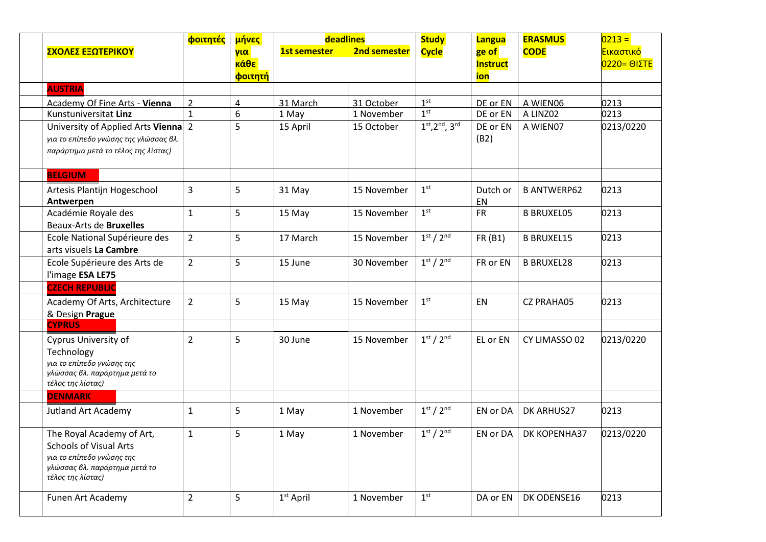| ΣΧΟΛΕΣ ΕΞΩΤΕΡΙΚΟΥ | φοιτητές | μήνες για κάθε φοιτητή | deadlines 1st semester | 2nd semester | Study Cycle | Language of Instruction | ERASMUS CODE | 0213 = Εικαστικό 0220= ΘΙΣΤΕ |
|---|---|---|---|---|---|---|---|---|
| **AUSTRIA** | | | | | | | | |
| Academy Of Fine Arts - **Vienna** | 2 | 4 | 31 March | 31 October | 1st | DE or EN | A WIEN06 | 0213 |
| Kunstuniversitat **Linz** | 1 | 6 | 1 May | 1 November | 1st | DE or EN | A LINZ02 | 0213 |
| University of Applied Arts **Vienna** *για το επίπεδο γνώσης της γλώσσας βλ. παράρτημα μετά το τέλος της λίστας)* | 2 | 5 | 15 April | 15 October | 1st, 2nd, 3rd | DE or EN (B2) | A WIEN07 | 0213/0220 |
| **BELGIUM** | | | | | | | | |
| Artesis Plantijn Hogeschool **Antwerpen** | 3 | 5 | 31 May | 15 November | 1st | Dutch or EN | B ANTWERP62 | 0213 |
| Académie Royale des Beaux-Arts de **Bruxelles** | 1 | 5 | 15 May | 15 November | 1st | FR | B BRUXEL05 | 0213 |
| Ecole National Supérieure des arts visuels **La Cambre** | 2 | 5 | 17 March | 15 November | 1st / 2nd | FR (B1) | B BRUXEL15 | 0213 |
| Ecole Supérieure des Arts de l'image **ESA LE75** | 2 | 5 | 15 June | 30 November | 1st / 2nd | FR or EN | B BRUXEL28 | 0213 |
| **CZECH REPUBLIC** | | | | | | | | |
| Academy Of Arts, Architecture & Design **Prague** | 2 | 5 | 15 May | 15 November | 1st | EN | CZ PRAHA05 | 0213 |
| **CYPRUS** | | | | | | | | |
| Cyprus University of Technology *για το επίπεδο γνώσης της γλώσσας βλ. παράρτημα μετά το τέλος της λίστας)* | 2 | 5 | 30 June | 15 November | 1st / 2nd | EL or EN | CY LIMASSO 02 | 0213/0220 |
| **DENMARK** | | | | | | | | |
| Jutland Art Academy | 1 | 5 | 1 May | 1 November | 1st / 2nd | EN or DA | DK ARHUS27 | 0213 |
| The Royal Academy of Art, Schools of Visual Arts *για το επίπεδο γνώσης της γλώσσας βλ. παράρτημα μετά το τέλος της λίστας)* | 1 | 5 | 1 May | 1 November | 1st / 2nd | EN or DA | DK KOPENHA37 | 0213/0220 |
| Funen Art Academy | 2 | 5 | 1st April | 1 November | 1st | DA or EN | DK ODENSE16 | 0213 |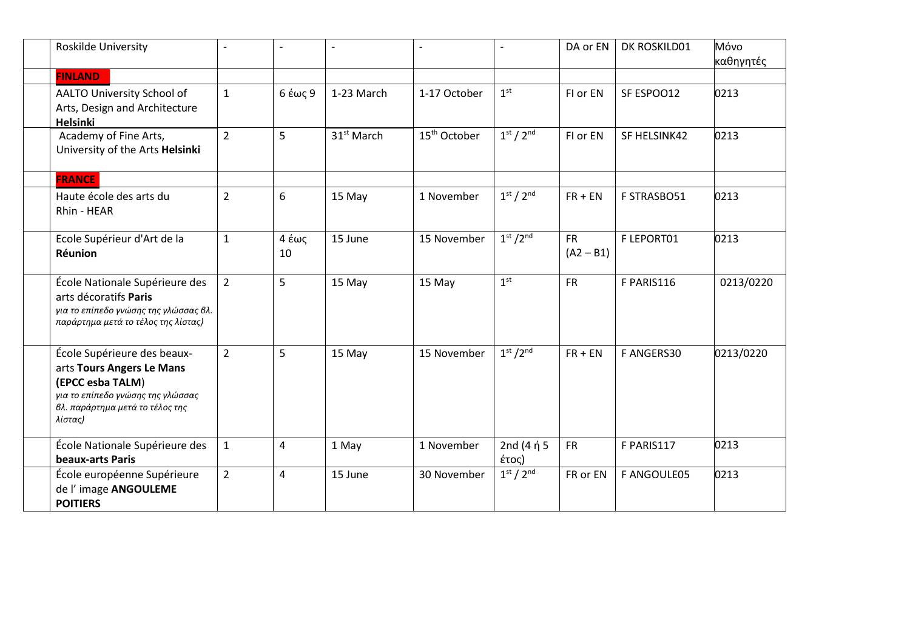| | | | | | | | | |
|---|---|---|---|---|---|---|---|---|
| | Roskilde University | - | - | - | - | - | DA or EN | DK ROSKILD01 | Μόνο καθηγητές |
| | **FINLAND** | | | | | | | | |
| | AALTO University School of Arts, Design and Architecture **Helsinki** | 1 | 6 έως 9 | 1-23 March | 1-17 October | 1st | FI or EN | SF ESPOO12 | 0213 |
| | Academy of Fine Arts, University of the Arts **Helsinki** | 2 | 5 | 31st March | 15th October | 1st / 2nd | FI or EN | SF HELSINK42 | 0213 |
| | **FRANCE** | | | | | | | | |
| | Haute école des arts du Rhin - HEAR | 2 | 6 | 15 May | 1 November | 1st / 2nd | FR + EN | F STRASBO51 | 0213 |
| | Ecole Supérieur d'Art de la **Réunion** | 1 | 4 έως 10 | 15 June | 15 November | 1st /2nd | FR (A2 – B1) | F LEPORT01 | 0213 |
| | École Nationale Supérieure des arts décoratifs **Paris** *για το επίπεδο γνώσης της γλώσσας βλ. παράρτημα μετά το τέλος της λίστας)* | 2 | 5 | 15 May | 15 May | 1st | FR | F PARIS116 | 0213/0220 |
| | École Supérieure des beaux-arts **Tours Angers Le Mans (EPCC esba TALM**) *για το επίπεδο γνώσης της γλώσσας βλ. παράρτημα μετά το τέλος της λίστας)* | 2 | 5 | 15 May | 15 November | 1st /2nd | FR + EN | F ANGERS30 | 0213/0220 |
| | École Nationale Supérieure des **beaux-arts Paris** | 1 | 4 | 1 May | 1 November | 2nd (4 ή 5 έτος) | FR | F PARIS117 | 0213 |
| | École européenne Supérieure de l' image **ANGOULEME POITIERS** | 2 | 4 | 15 June | 30 November | 1st / 2nd | FR or EN | F ANGOULE05 | 0213 |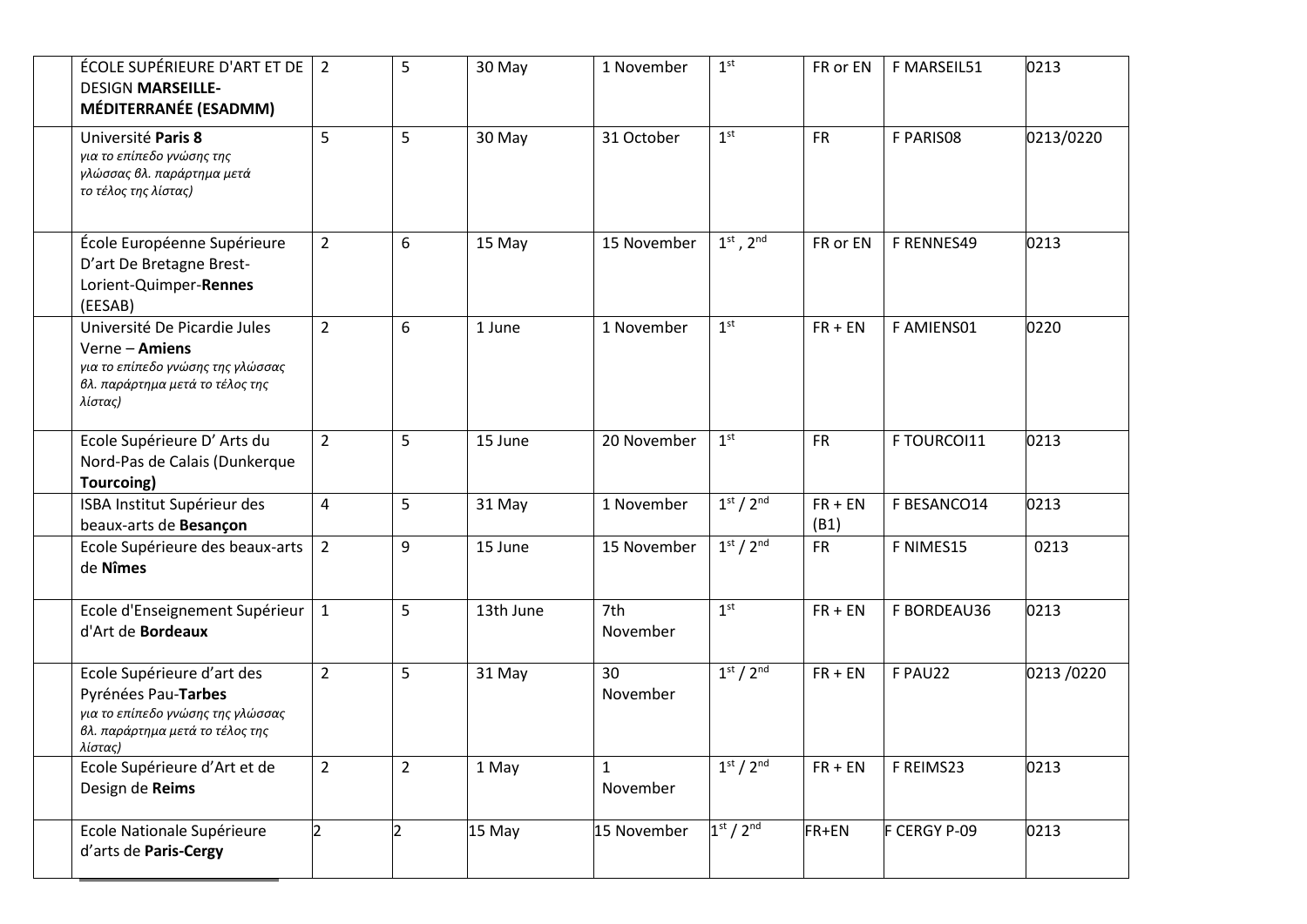| | | | | | | | | |
|---|---|---|---|---|---|---|---|---|
| | ÉCOLE SUPÉRIEURE D'ART ET DE DESIGN **MARSEILLE-MÉDITERRANÉE (ESADMM)** | 2 | 5 | 30 May | 1 November | 1st | FR or EN | F MARSEIL51 | 0213 |
| | Université **Paris 8** *για το επίπεδο γνώσης της γλώσσας βλ. παράρτημα μετά το τέλος της λίστας)* | 5 | 5 | 30 May | 31 October | 1st | FR | F PARIS08 | 0213/0220 |
| | École Européenne Supérieure D'art De Bretagne Brest-Lorient-Quimper-**Rennes** (EESAB) | 2 | 6 | 15 May | 15 November | 1st , 2nd | FR or EN | F RENNES49 | 0213 |
| | Université De Picardie Jules Verne – **Amiens** *για το επίπεδο γνώσης της γλώσσας βλ. παράρτημα μετά το τέλος της λίστας)* | 2 | 6 | 1 June | 1 November | 1st | FR + EN | F AMIENS01 | 0220 |
| | Ecole Supérieure D' Arts du Nord-Pas de Calais (Dunkerque **Tourcoing)** | 2 | 5 | 15 June | 20 November | 1st | FR | F TOURCOI11 | 0213 |
| | ISBA Institut Supérieur des beaux-arts de **Besançon** | 4 | 5 | 31 May | 1 November | 1st / 2nd | FR + EN (B1) | F BESANCO14 | 0213 |
| | Ecole Supérieure des beaux-arts de **Nîmes** | 2 | 9 | 15 June | 15 November | 1st / 2nd | FR | F NIMES15 | 0213 |
| | Ecole d'Enseignement Supérieur d'Art de **Bordeaux** | 1 | 5 | 13th June | 7th November | 1st | FR + EN | F BORDEAU36 | 0213 |
| | Ecole Supérieure d'art des Pyrénées Pau-**Tarbes** *για το επίπεδο γνώσης της γλώσσας βλ. παράρτημα μετά το τέλος της λίστας)* | 2 | 5 | 31 May | 30 November | 1st / 2nd | FR + EN | F PAU22 | 0213 /0220 |
| | Ecole Supérieure d'Art et de Design de **Reims** | 2 | 2 | 1 May | 1 November | 1st / 2nd | FR + EN | F REIMS23 | 0213 |
| | Ecole Nationale Supérieure d'arts de **Paris-Cergy** | 2 | 2 | 15 May | 15 November | 1st / 2nd | FR+EN | F CERGY P-09 | 0213 |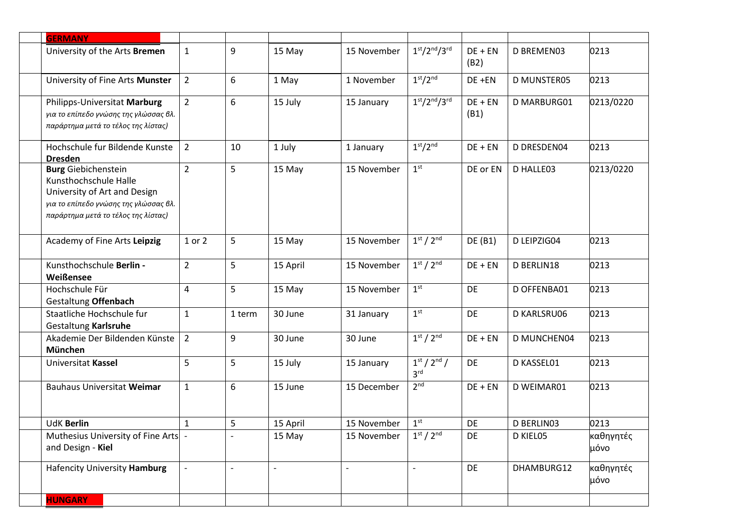| | | | | | | | | |
|---|---|---|---|---|---|---|---|---|
| **GERMANY** | | | | | | | | |
| University of the Arts **Bremen** | 1 | 9 | 15 May | 15 November | 1st/2nd/3rd | DE + EN (B2) | D BREMEN03 | 0213 |
| University of Fine Arts **Munster** | 2 | 6 | 1 May | 1 November | 1st/2nd | DE +EN | D MUNSTER05 | 0213 |
| Philipps-Universitat **Marburg** *για το επίπεδο γνώσης της γλώσσας βλ. παράρτημα μετά το τέλος της λίστας)* | 2 | 6 | 15 July | 15 January | 1st/2nd/3rd | DE + EN (B1) | D MARBURG01 | 0213/0220 |
| Hochschule fur Bildende Kunste **Dresden** | 2 | 10 | 1 July | 1 January | 1st/2nd | DE + EN | D DRESDEN04 | 0213 |
| **Burg** Giebichenstein Kunsthochschule Halle University of Art and Design *για το επίπεδο γνώσης της γλώσσας βλ. παράρτημα μετά το τέλος της λίστας)* | 2 | 5 | 15 May | 15 November | 1st | DE or EN | D HALLE03 | 0213/0220 |
| Academy of Fine Arts **Leipzig** | 1 or 2 | 5 | 15 May | 15 November | 1st / 2nd | DE (B1) | D LEIPZIG04 | 0213 |
| Kunsthochschule **Berlin - Weißensee** | 2 | 5 | 15 April | 15 November | 1st / 2nd | DE + EN | D BERLIN18 | 0213 |
| Hochschule Für Gestaltung **Offenbach** | 4 | 5 | 15 May | 15 November | 1st | DE | D OFFENBA01 | 0213 |
| Staatliche Hochschule fur Gestaltung **Karlsruhe** | 1 | 1 term | 30 June | 31 January | 1st | DE | D KARLSRU06 | 0213 |
| Akademie Der Bildenden Künste **München** | 2 | 9 | 30 June | 30 June | 1st / 2nd | DE + EN | D MUNCHEN04 | 0213 |
| Universitat **Kassel** | 5 | 5 | 15 July | 15 January | 1st / 2nd / 3rd | DE | D KASSEL01 | 0213 |
| Bauhaus Universitat **Weimar** | 1 | 6 | 15 June | 15 December | 2nd | DE + EN | D WEIMAR01 | 0213 |
| UdK **Berlin** | 1 | 5 | 15 April | 15 November | 1st | DE | D BERLIN03 | 0213 |
| Muthesius University of Fine Arts and Design - **Kiel** | - | - | 15 May | 15 November | 1st / 2nd | DE | D KIEL05 | καθηγητές μόνο |
| Hafencity University **Hamburg** | - | - | - | - | - | DE | DHAMBURG12 | καθηγητές μόνο |
| **HUNGARY** | | | | | | | | |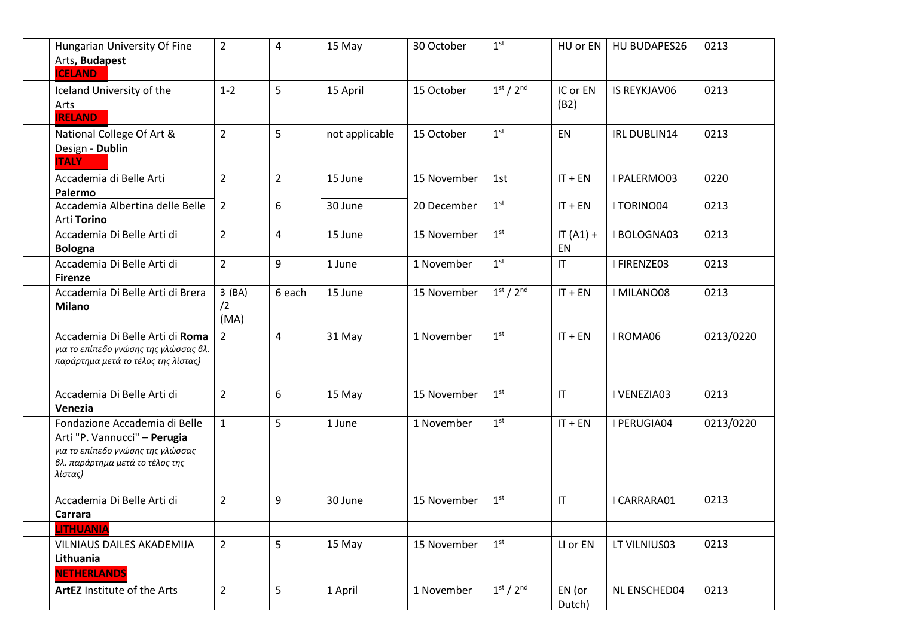| | | | | | | | | | |
|---|---|---|---|---|---|---|---|---|---|
| | Hungarian University Of Fine Arts**, Budapest** | 2 | 4 | 15 May | 30 October | 1st | HU or EN | HU BUDAPES26 | 0213 |
| | **ICELAND** | | | | | | | | |
| | Iceland University of the Arts | 1-2 | 5 | 15 April | 15 October | 1st / 2nd | IC or EN (B2) | IS REYKJAV06 | 0213 |
| | **IRELAND** | | | | | | | | |
| | National College Of Art & Design - **Dublin** | 2 | 5 | not applicable | 15 October | 1st | EN | IRL DUBLIN14 | 0213 |
| | **ITALY** | | | | | | | | |
| | Accademia di Belle Arti **Palermo** | 2 | 2 | 15 June | 15 November | 1st | IT + EN | I PALERMO03 | 0220 |
| | Accademia Albertina delle Belle Arti **Torino** | 2 | 6 | 30 June | 20 December | 1st | IT + EN | I TORINO04 | 0213 |
| | Accademia Di Belle Arti di **Bologna** | 2 | 4 | 15 June | 15 November | 1st | IT (A1) + EN | I BOLOGNA03 | 0213 |
| | Accademia Di Belle Arti di **Firenze** | 2 | 9 | 1 June | 1 November | 1st | IT | I FIRENZE03 | 0213 |
| | Accademia Di Belle Arti di Brera **Milano** | 3 (BA) /2 (MA) | 6 each | 15 June | 15 November | 1st / 2nd | IT + EN | I MILANO08 | 0213 |
| | Accademia Di Belle Arti di **Roma** *για το επίπεδο γνώσης της γλώσσας βλ. παράρτημα μετά το τέλος της λίστας)* | 2 | 4 | 31 May | 1 November | 1st | IT + EN | I ROMA06 | 0213/0220 |
| | Accademia Di Belle Arti di **Venezia** | 2 | 6 | 15 May | 15 November | 1st | IT | I VENEZIA03 | 0213 |
| | Fondazione Accademia di Belle Arti "P. Vannucci" – **Perugia** *για το επίπεδο γνώσης της γλώσσας βλ. παράρτημα μετά το τέλος της λίστας)* | 1 | 5 | 1 June | 1 November | 1st | IT + EN | I PERUGIA04 | 0213/0220 |
| | Accademia Di Belle Arti di **Carrara** | 2 | 9 | 30 June | 15 November | 1st | IT | I CARRARA01 | 0213 |
| | **LITHUANIA** | | | | | | | | |
| | VILNIAUS DAILES AKADEMIJA **Lithuania** | 2 | 5 | 15 May | 15 November | 1st | LI or EN | LT VILNIUS03 | 0213 |
| | **NETHERLANDS** | | | | | | | | |
| | **ArtEZ** Institute of the Arts | 2 | 5 | 1 April | 1 November | 1st / 2nd | EN (or Dutch) | NL ENSCHED04 | 0213 |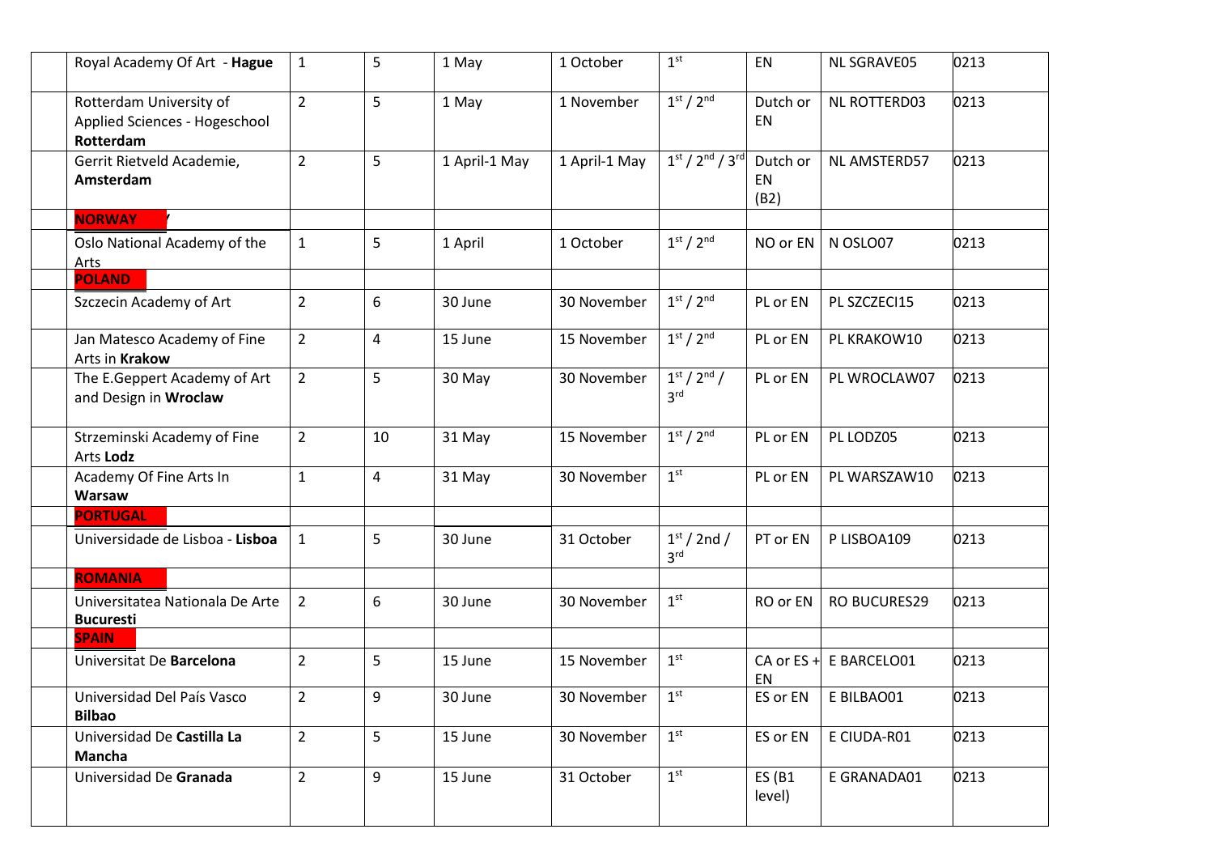| | | | | | | | | |
|---|---|---|---|---|---|---|---|---|
| | Royal Academy Of Art - **Hague** | 1 | 5 | 1 May | 1 October | 1st | EN | NL SGRAVE05 | 0213 |
| | Rotterdam University of Applied Sciences - Hogeschool **Rotterdam** | 2 | 5 | 1 May | 1 November | 1st / 2nd | Dutch or EN | NL ROTTERD03 | 0213 |
| | Gerrit Rietveld Academie, **Amsterdam** | 2 | 5 | 1 April-1 May | 1 April-1 May | 1st / 2nd / 3rd | Dutch or EN (B2) | NL AMSTERD57 | 0213 |
| | **NORWAY** | | | | | | | | |
| | Oslo National Academy of the Arts | 1 | 5 | 1 April | 1 October | 1st / 2nd | NO or EN | N OSLO07 | 0213 |
| | **POLAND** | | | | | | | | |
| | Szczecin Academy of Art | 2 | 6 | 30 June | 30 November | 1st / 2nd | PL or EN | PL SZCZECI15 | 0213 |
| | Jan Matesco Academy of Fine Arts in **Krakow** | 2 | 4 | 15 June | 15 November | 1st / 2nd | PL or EN | PL KRAKOW10 | 0213 |
| | The E.Geppert Academy of Art and Design in **Wroclaw** | 2 | 5 | 30 May | 30 November | 1st / 2nd / 3rd | PL or EN | PL WROCLAW07 | 0213 |
| | Strzeminski Academy of Fine Arts **Lodz** | 2 | 10 | 31 May | 15 November | 1st / 2nd | PL or EN | PL LODZ05 | 0213 |
| | Academy Of Fine Arts In **Warsaw** | 1 | 4 | 31 May | 30 November | 1st | PL or EN | PL WARSZAW10 | 0213 |
| | **PORTUGAL** | | | | | | | | |
| | Universidade de Lisboa - **Lisboa** | 1 | 5 | 30 June | 31 October | 1st / 2nd / 3rd | PT or EN | P LISBOA109 | 0213 |
| | **ROMANIA** | | | | | | | | |
| | Universitatea Nationala De Arte **Bucuresti** | 2 | 6 | 30 June | 30 November | 1st | RO or EN | RO BUCURES29 | 0213 |
| | **SPAIN** | | | | | | | | |
| | Universitat De **Barcelona** | 2 | 5 | 15 June | 15 November | 1st | CA or ES + EN | E BARCELO01 | 0213 |
| | Universidad Del País Vasco **Bilbao** | 2 | 9 | 30 June | 30 November | 1st | ES or EN | E BILBAO01 | 0213 |
| | Universidad De **Castilla La Mancha** | 2 | 5 | 15 June | 30 November | 1st | ES or EN | E CIUDA-R01 | 0213 |
| | Universidad De **Granada** | 2 | 9 | 15 June | 31 October | 1st | ES (B1 level) | E GRANADA01 | 0213 |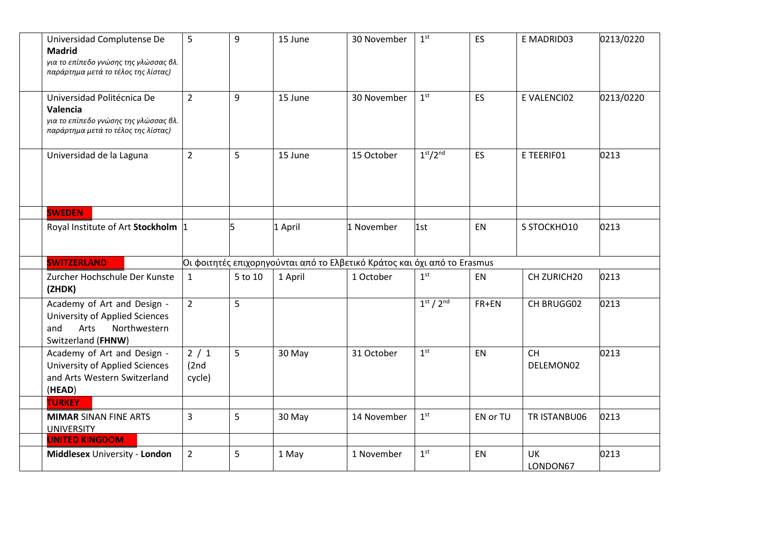| | | | | | | | | |
|---|---|---|---|---|---|---|---|---|
| | Universidad Complutense De **Madrid** *για το επίπεδο γνώσης της γλώσσας βλ. παράρτημα μετά το τέλος της λίστας)* | 5 | 9 | 15 June | 30 November | 1st | ES | E MADRID03 | 0213/0220 |
| | Universidad Politécnica De **Valencia** *για το επίπεδο γνώσης της γλώσσας βλ. παράρτημα μετά το τέλος της λίστας)* | 2 | 9 | 15 June | 30 November | 1st | ES | E VALENCI02 | 0213/0220 |
| | Universidad de la Laguna | 2 | 5 | 15 June | 15 October | 1st/2nd | ES | E TEERIF01 | 0213 |
| | **SWEDEN** | | | | | | | | |
| | Royal Institute of Art **Stockholm** | 1 | 5 | 1 April | 1 November | 1st | EN | S STOCKHO10 | 0213 |
| | **SWITZERLAND** | Οι φοιτητές επιχορηγούνται από το Ελβετικό Κράτος και όχι από το Erasmus | | | | | | | |
| | Zurcher Hochschule Der Kunste **(ZHDK)** | 1 | 5 to 10 | 1 April | 1 October | 1st | EN | CH ZURICH20 | 0213 |
| | Academy of Art and Design - University of Applied Sciences and Arts Northwestern Switzerland (**FHNW**) | 2 | 5 | | | 1st / 2nd | FR+EN | CH BRUGG02 | 0213 |
| | Academy of Art and Design - University of Applied Sciences and Arts Western Switzerland (**HEAD**) | 2 / 1 (2nd cycle) | 5 | 30 May | 31 October | 1st | EN | CH DELEMON02 | 0213 |
| | **TURKEY** | | | | | | | | |
| | **MIMAR** SINAN FINE ARTS UNIVERSITY | 3 | 5 | 30 May | 14 November | 1st | EN or TU | TR ISTANBU06 | 0213 |
| | **UNITED KINGDOM** | | | | | | | | |
| | **Middlesex** University - **London** | 2 | 5 | 1 May | 1 November | 1st | EN | UK LONDON67 | 0213 |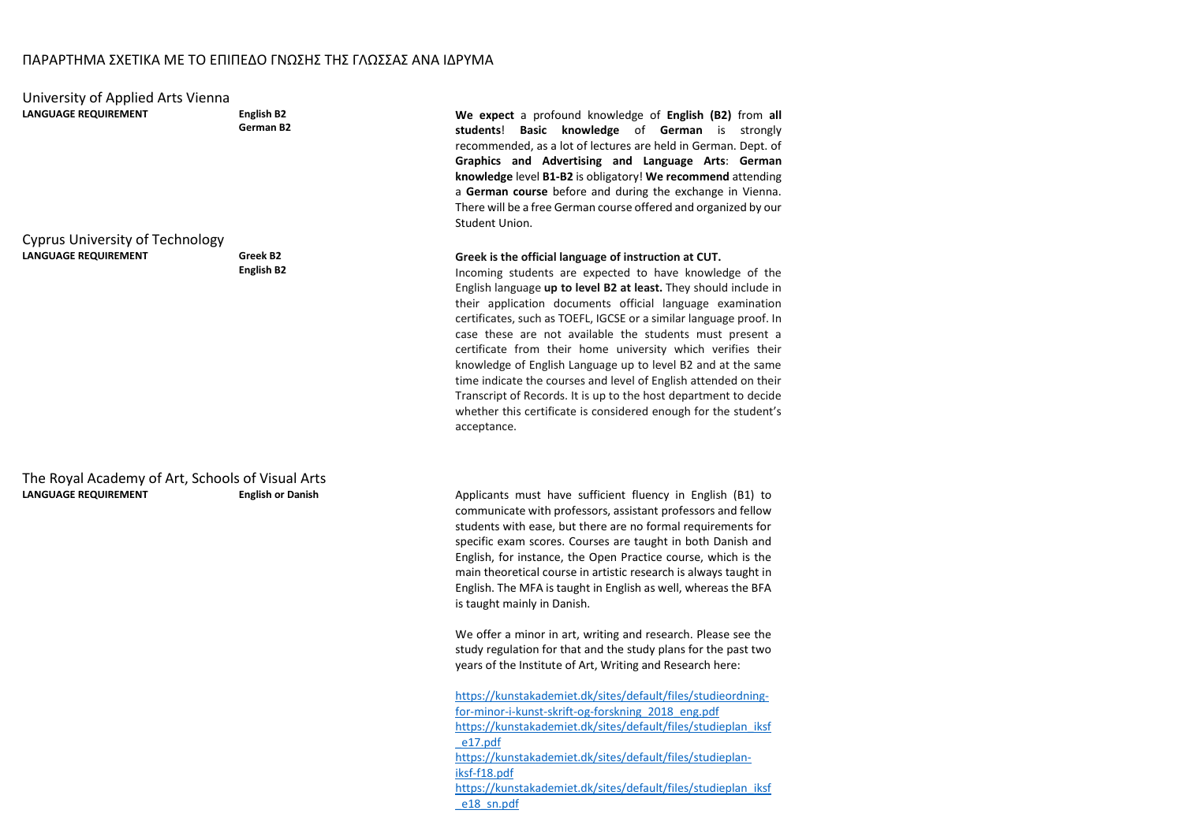ΠΑΡΑΡΤΗΜΑ ΣΧΕΤΙΚΑ ΜΕ ΤΟ ΕΠΙΠΕΔΟ ΓΝΩΣΗΣ ΤΗΣ ΓΛΩΣΣΑΣ ΑΝΑ ΙΔΡΥΜΑ

## University of Applied Arts Vienna

**LANGUAGE REQUIREMENT**

**English B2**
**German B2**

**We expect** a profound knowledge of **English (B2)** from **all students**! **Basic knowledge** of **German** is strongly recommended, as a lot of lectures are held in German. Dept. of **Graphics and Advertising and Language Arts**: **German knowledge** level **B1-B2** is obligatory! **We recommend** attending a **German course** before and during the exchange in Vienna. There will be a free German course offered and organized by our Student Union.

## Cyprus University of Technology

**LANGUAGE REQUIREMENT**

**Greek B2**
**English B2**

**Greek is the official language of instruction at CUT.**
Incoming students are expected to have knowledge of the English language **up to level B2 at least.** They should include in their application documents official language examination certificates, such as TOEFL, IGCSE or a similar language proof. In case these are not available the students must present a certificate from their home university which verifies their knowledge of English Language up to level B2 and at the same time indicate the courses and level of English attended on their Transcript of Records. It is up to the host department to decide whether this certificate is considered enough for the student's acceptance.

## The Royal Academy of Art, Schools of Visual Arts

**LANGUAGE REQUIREMENT**

**English or Danish**

Applicants must have sufficient fluency in English (B1) to communicate with professors, assistant professors and fellow students with ease, but there are no formal requirements for specific exam scores. Courses are taught in both Danish and English, for instance, the Open Practice course, which is the main theoretical course in artistic research is always taught in English. The MFA is taught in English as well, whereas the BFA is taught mainly in Danish.

We offer a minor in art, writing and research. Please see the study regulation for that and the study plans for the past two years of the Institute of Art, Writing and Research here:

https://kunstakademiet.dk/sites/default/files/studieordning-for-minor-i-kunst-skrift-og-forskning_2018_eng.pdf
https://kunstakademiet.dk/sites/default/files/studieplan_iksf_e17.pdf
https://kunstakademiet.dk/sites/default/files/studieplan-iksf-f18.pdf
https://kunstakademiet.dk/sites/default/files/studieplan_iksf_e18_sn.pdf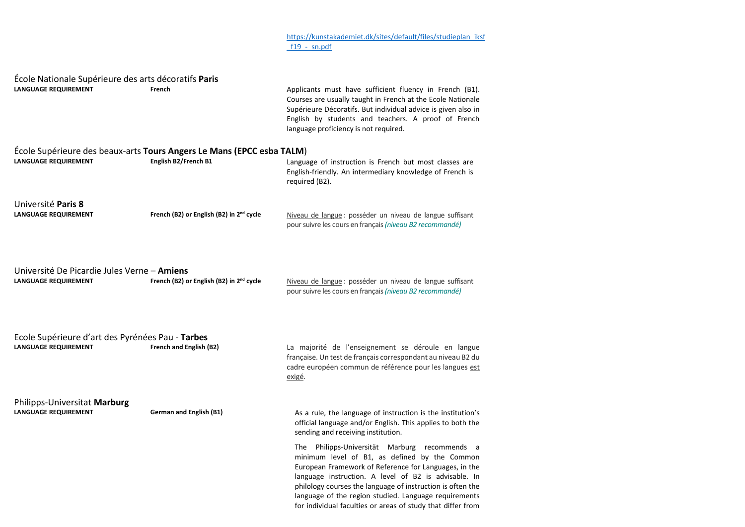https://kunstakademiet.dk/sites/default/files/studieplan_iksf_f19_-_sn.pdf

École Nationale Supérieure des arts décoratifs **Paris**

| | | |
|---|---|---|
| **LANGUAGE REQUIREMENT** | **French** | Applicants must have sufficient fluency in French (B1). Courses are usually taught in French at the Ecole Nationale Supérieure Décoratifs. But individual advice is given also in English by students and teachers. A proof of French language proficiency is not required. |

École Supérieure des beaux-arts **Tours Angers Le Mans (EPCC esba TALM**)

| | | |
|---|---|---|
| **LANGUAGE REQUIREMENT** | **English B2/French B1** | Language of instruction is French but most classes are English-friendly. An intermediary knowledge of French is required (B2). |

Université **Paris 8**

| | | |
|---|---|---|
| **LANGUAGE REQUIREMENT** | **French (B2) or English (B2) in 2nd cycle** | Niveau de langue : posséder un niveau de langue suffisant pour suivre les cours en français *(niveau B2 recommandé)* |

Université De Picardie Jules Verne – **Amiens**

| | | |
|---|---|---|
| **LANGUAGE REQUIREMENT** | **French (B2) or English (B2) in 2nd cycle** | Niveau de langue : posséder un niveau de langue suffisant pour suivre les cours en français *(niveau B2 recommandé)* |

Ecole Supérieure d'art des Pyrénées Pau - **Tarbes**

| | | |
|---|---|---|
| **LANGUAGE REQUIREMENT** | **French and English (B2)** | La majorité de l'enseignement se déroule en langue française. Un test de français correspondant au niveau B2 du cadre européen commun de référence pour les langues est exigé. |

Philipps-Universitat **Marburg**

| | | |
|---|---|---|
| **LANGUAGE REQUIREMENT** | **German and English (B1)** | As a rule, the language of instruction is the institution's official language and/or English. This applies to both the sending and receiving institution.<br><br>The Philipps-Universität Marburg recommends a minimum level of B1, as defined by the Common European Framework of Reference for Languages, in the language instruction. A level of B2 is advisable. In philology courses the language of instruction is often the language of the region studied. Language requirements for individual faculties or areas of study that differ from |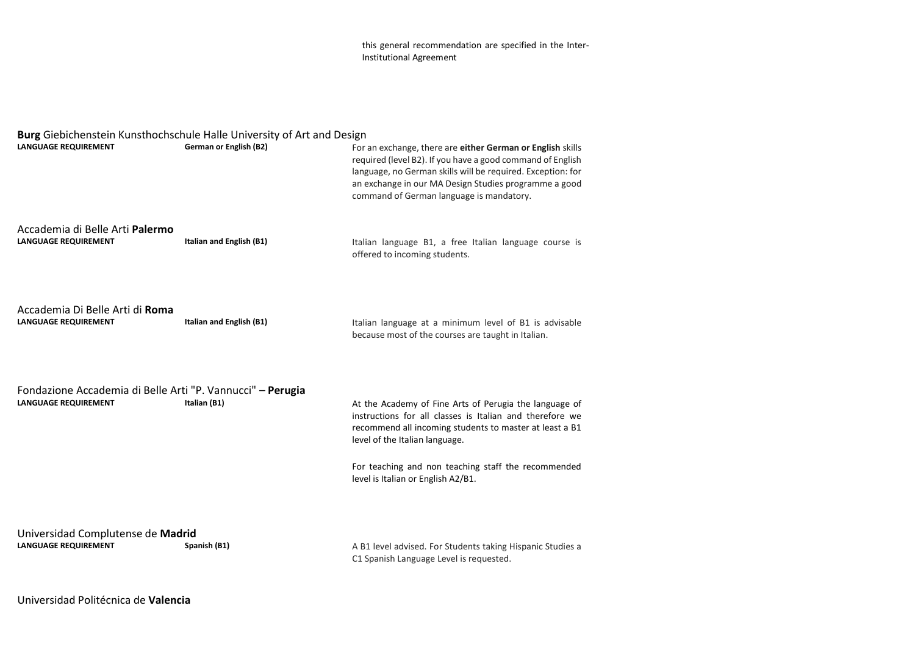this general recommendation are specified in the Inter-Institutional Agreement

**Burg** Giebichenstein Kunsthochschule Halle University of Art and Design

| | | |
|---|---|---|
| **LANGUAGE REQUIREMENT** | **German or English (B2)** | For an exchange, there are **either German or English** skills required (level B2). If you have a good command of English language, no German skills will be required. Exception: for an exchange in our MA Design Studies programme a good command of German language is mandatory. |

Accademia di Belle Arti **Palermo**

| | | |
|---|---|---|
| **LANGUAGE REQUIREMENT** | **Italian and English (B1)** | Italian language B1, a free Italian language course is offered to incoming students. |

Accademia Di Belle Arti di **Roma**

| | | |
|---|---|---|
| **LANGUAGE REQUIREMENT** | **Italian and English (B1)** | Italian language at a minimum level of B1 is advisable because most of the courses are taught in Italian. |

Fondazione Accademia di Belle Arti "P. Vannucci" – **Perugia**

| | | |
|---|---|---|
| **LANGUAGE REQUIREMENT** | **Italian (B1)** | At the Academy of Fine Arts of Perugia the language of instructions for all classes is Italian and therefore we recommend all incoming students to master at least a B1 level of the Italian language.<br><br>For teaching and non teaching staff the recommended level is Italian or English A2/B1. |

Universidad Complutense de **Madrid**

| | | |
|---|---|---|
| **LANGUAGE REQUIREMENT** | **Spanish (B1)** | A B1 level advised. For Students taking Hispanic Studies a C1 Spanish Language Level is requested. |

Universidad Politécnica de **Valencia**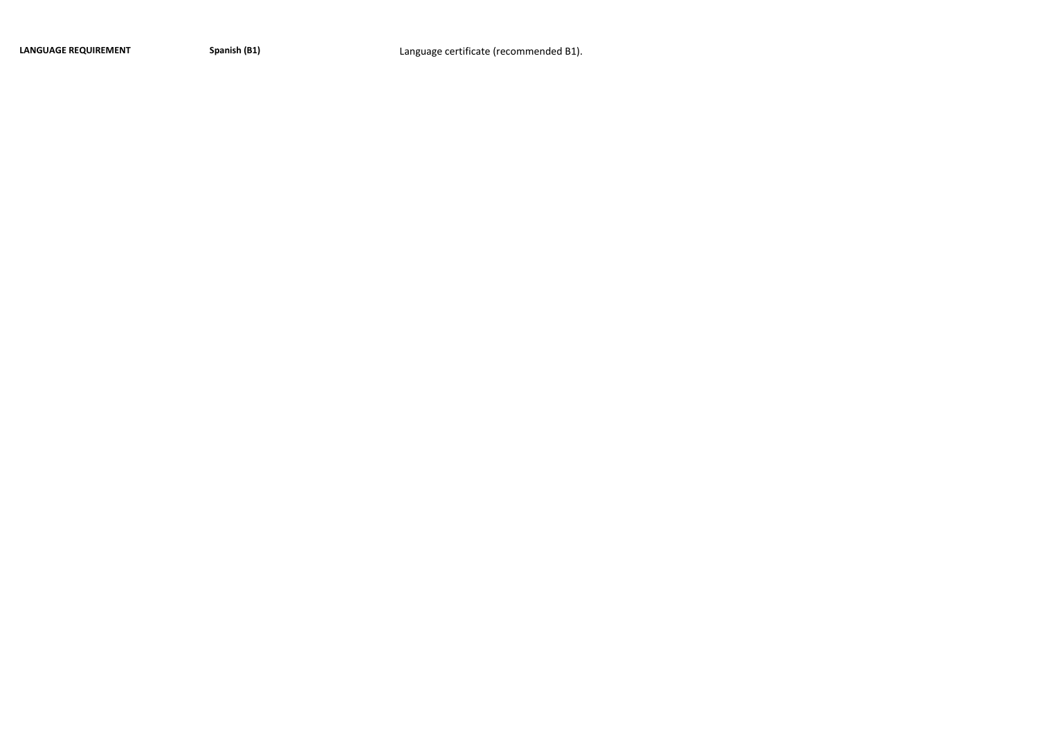| | | |
|---|---|---|
| **LANGUAGE REQUIREMENT** | **Spanish (B1)** | Language certificate (recommended B1). |